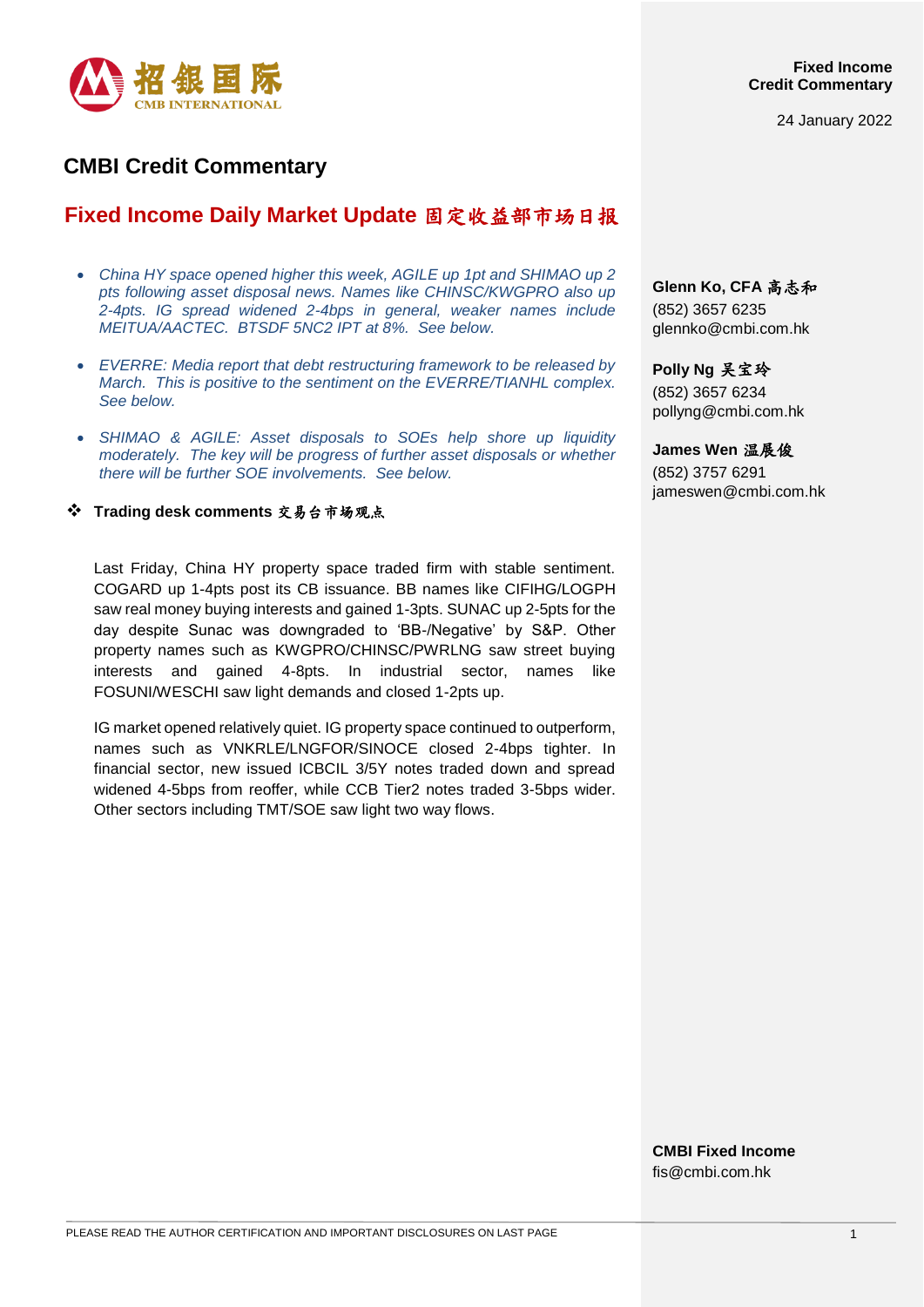招銀国际
CMB INTERNATIONAL

Fixed Income
Credit Commentary

24 January 2022

## CMBI Credit Commentary

# Fixed Income Daily Market Update 固定收益部市场日报

- *China HY space opened higher this week, AGILE up 1pt and SHIMAO up 2 pts following asset disposal news. Names like CHINSC/KWGPRO also up 2-4pts. IG spread widened 2-4bps in general, weaker names include MEITUA/AACTEC. BTSDF 5NC2 IPT at 8%. See below.*
- *EVERRE: Media report that debt restructuring framework to be released by March. This is positive to the sentiment on the EVERRE/TIANHL complex. See below.*
- *SHIMAO & AGILE: Asset disposals to SOEs help shore up liquidity moderately. The key will be progress of further asset disposals or whether there will be further SOE involvements. See below.*

**Glenn Ko, CFA 高志和**
(852) 3657 6235
glennko@cmbi.com.hk

**Polly Ng 吴宝玲**
(852) 3657 6234
pollyng@cmbi.com.hk

**James Wen 温展俊**
(852) 3757 6291
jameswen@cmbi.com.hk

### ❖ Trading desk comments 交易台市场观点

Last Friday, China HY property space traded firm with stable sentiment. COGARD up 1-4pts post its CB issuance. BB names like CIFIHG/LOGPH saw real money buying interests and gained 1-3pts. SUNAC up 2-5pts for the day despite Sunac was downgraded to 'BB-/Negative' by S&P. Other property names such as KWGPRO/CHINSC/PWRLNG saw street buying interests and gained 4-8pts. In industrial sector, names like FOSUNI/WESCHI saw light demands and closed 1-2pts up.

IG market opened relatively quiet. IG property space continued to outperform, names such as VNKRLE/LNGFOR/SINOCE closed 2-4bps tighter. In financial sector, new issued ICBCIL 3/5Y notes traded down and spread widened 4-5bps from reoffer, while CCB Tier2 notes traded 3-5bps wider. Other sectors including TMT/SOE saw light two way flows.

**CMBI Fixed Income**
fis@cmbi.com.hk

PLEASE READ THE AUTHOR CERTIFICATION AND IMPORTANT DISCLOSURES ON LAST PAGE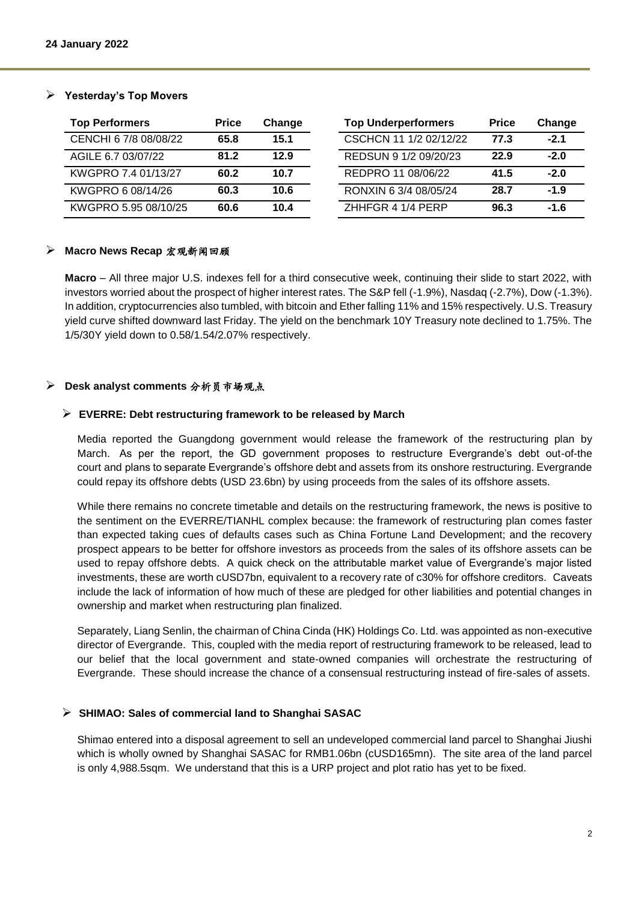24 January 2022

## Yesterday's Top Movers

| Top Performers | Price | Change |
|---|---|---|
| CENCHI 6 7/8 08/08/22 | 65.8 | 15.1 |
| AGILE 6.7 03/07/22 | 81.2 | 12.9 |
| KWGPRO 7.4 01/13/27 | 60.2 | 10.7 |
| KWGPRO 6 08/14/26 | 60.3 | 10.6 |
| KWGPRO 5.95 08/10/25 | 60.6 | 10.4 |

| Top Underperformers | Price | Change |
|---|---|---|
| CSCHCN 11 1/2 02/12/22 | 77.3 | -2.1 |
| REDSUN 9 1/2 09/20/23 | 22.9 | -2.0 |
| REDPRO 11 08/06/22 | 41.5 | -2.0 |
| RONXIN 6 3/4 08/05/24 | 28.7 | -1.9 |
| ZHHFGR 4 1/4 PERP | 96.3 | -1.6 |

## Macro News Recap 宏观新闻回顾

**Macro** – All three major U.S. indexes fell for a third consecutive week, continuing their slide to start 2022, with investors worried about the prospect of higher interest rates. The S&P fell (-1.9%), Nasdaq (-2.7%), Dow (-1.3%). In addition, cryptocurrencies also tumbled, with bitcoin and Ether falling 11% and 15% respectively. U.S. Treasury yield curve shifted downward last Friday. The yield on the benchmark 10Y Treasury note declined to 1.75%. The 1/5/30Y yield down to 0.58/1.54/2.07% respectively.

## Desk analyst comments 分析员市场观点

### EVERRE: Debt restructuring framework to be released by March

Media reported the Guangdong government would release the framework of the restructuring plan by March. As per the report, the GD government proposes to restructure Evergrande's debt out-of-the court and plans to separate Evergrande's offshore debt and assets from its onshore restructuring. Evergrande could repay its offshore debts (USD 23.6bn) by using proceeds from the sales of its offshore assets.

While there remains no concrete timetable and details on the restructuring framework, the news is positive to the sentiment on the EVERRE/TIANHL complex because: the framework of restructuring plan comes faster than expected taking cues of defaults cases such as China Fortune Land Development; and the recovery prospect appears to be better for offshore investors as proceeds from the sales of its offshore assets can be used to repay offshore debts. A quick check on the attributable market value of Evergrande's major listed investments, these are worth cUSD7bn, equivalent to a recovery rate of c30% for offshore creditors. Caveats include the lack of information of how much of these are pledged for other liabilities and potential changes in ownership and market when restructuring plan finalized.

Separately, Liang Senlin, the chairman of China Cinda (HK) Holdings Co. Ltd. was appointed as non-executive director of Evergrande. This, coupled with the media report of restructuring framework to be released, lead to our belief that the local government and state-owned companies will orchestrate the restructuring of Evergrande. These should increase the chance of a consensual restructuring instead of fire-sales of assets.

### SHIMAO: Sales of commercial land to Shanghai SASAC

Shimao entered into a disposal agreement to sell an undeveloped commercial land parcel to Shanghai Jiushi which is wholly owned by Shanghai SASAC for RMB1.06bn (cUSD165mn). The site area of the land parcel is only 4,988.5sqm. We understand that this is a URP project and plot ratio has yet to be fixed.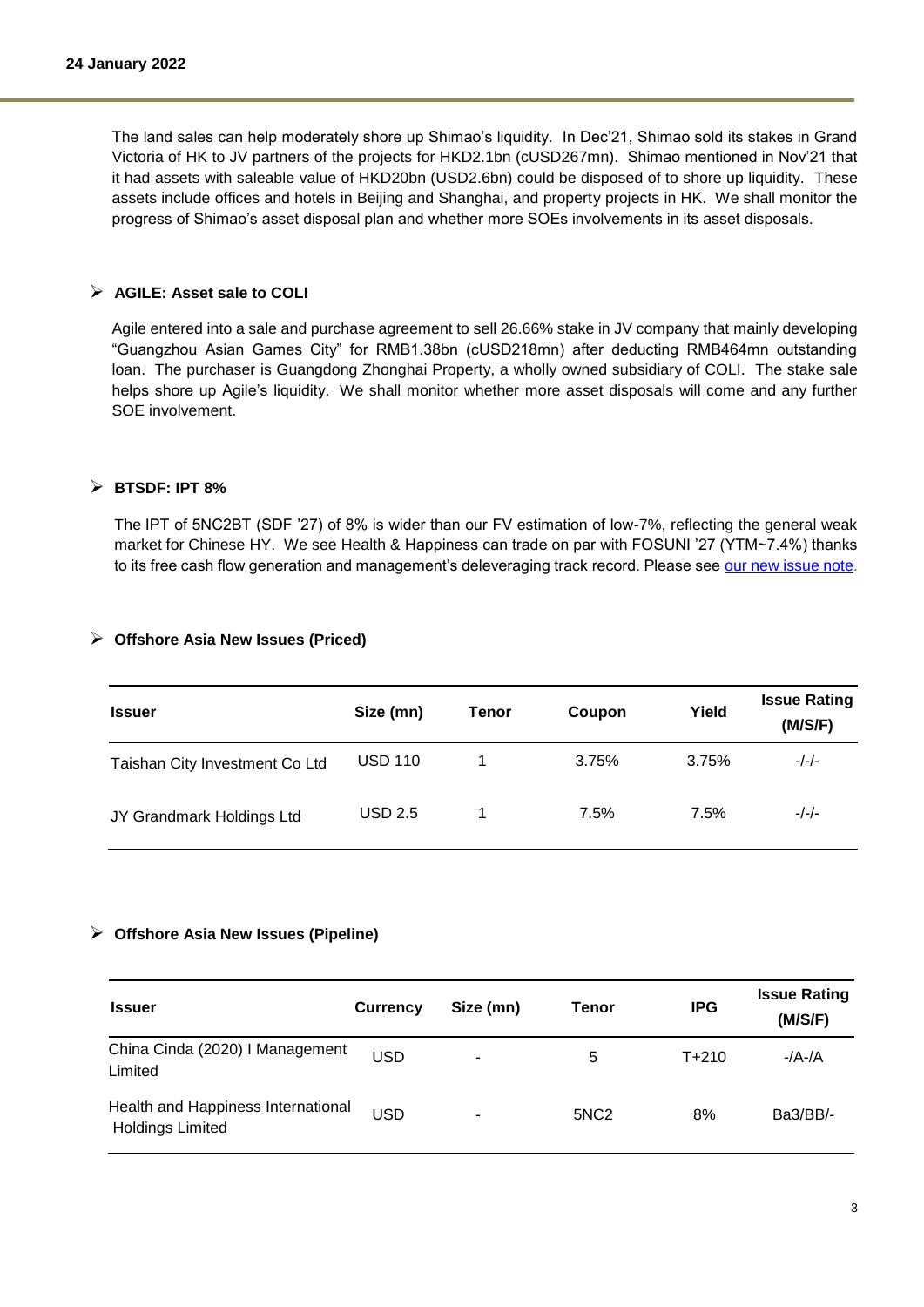The land sales can help moderately shore up Shimao's liquidity. In Dec'21, Shimao sold its stakes in Grand Victoria of HK to JV partners of the projects for HKD2.1bn (cUSD267mn). Shimao mentioned in Nov'21 that it had assets with saleable value of HKD20bn (USD2.6bn) could be disposed of to shore up liquidity. These assets include offices and hotels in Beijing and Shanghai, and property projects in HK. We shall monitor the progress of Shimao's asset disposal plan and whether more SOEs involvements in its asset disposals.

### AGILE: Asset sale to COLI

Agile entered into a sale and purchase agreement to sell 26.66% stake in JV company that mainly developing "Guangzhou Asian Games City" for RMB1.38bn (cUSD218mn) after deducting RMB464mn outstanding loan. The purchaser is Guangdong Zhonghai Property, a wholly owned subsidiary of COLI. The stake sale helps shore up Agile's liquidity. We shall monitor whether more asset disposals will come and any further SOE involvement.

### BTSDF: IPT 8%

The IPT of 5NC2BT (SDF '27) of 8% is wider than our FV estimation of low-7%, reflecting the general weak market for Chinese HY. We see Health & Happiness can trade on par with FOSUNI '27 (YTM~7.4%) thanks to its free cash flow generation and management's deleveraging track record. Please see our new issue note.

### Offshore Asia New Issues (Priced)

| Issuer | Size (mn) | Tenor | Coupon | Yield | Issue Rating (M/S/F) |
|---|---|---|---|---|---|
| Taishan City Investment Co Ltd | USD 110 | 1 | 3.75% | 3.75% | -/-/- |
| JY Grandmark Holdings Ltd | USD 2.5 | 1 | 7.5% | 7.5% | -/-/- |

### Offshore Asia New Issues (Pipeline)

| Issuer | Currency | Size (mn) | Tenor | IPG | Issue Rating (M/S/F) |
|---|---|---|---|---|---|
| China Cinda (2020) I Management Limited | USD | - | 5 | T+210 | -/A-/A |
| Health and Happiness International Holdings Limited | USD | - | 5NC2 | 8% | Ba3/BB/- |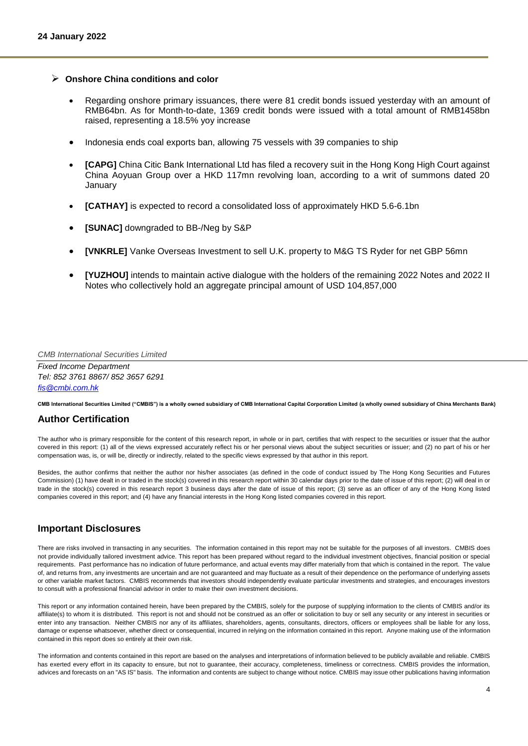## Onshore China conditions and color

- Regarding onshore primary issuances, there were 81 credit bonds issued yesterday with an amount of RMB64bn. As for Month-to-date, 1369 credit bonds were issued with a total amount of RMB1458bn raised, representing a 18.5% yoy increase
- Indonesia ends coal exports ban, allowing 75 vessels with 39 companies to ship
- **[CAPG]** China Citic Bank International Ltd has filed a recovery suit in the Hong Kong High Court against China Aoyuan Group over a HKD 117mn revolving loan, according to a writ of summons dated 20 January
- **[CATHAY]** is expected to record a consolidated loss of approximately HKD 5.6-6.1bn
- **[SUNAC]** downgraded to BB-/Neg by S&P
- **[VNKRLE]** Vanke Overseas Investment to sell U.K. property to M&G TS Ryder for net GBP 56mn
- **[YUZHOU]** intends to maintain active dialogue with the holders of the remaining 2022 Notes and 2022 II Notes who collectively hold an aggregate principal amount of USD 104,857,000

*CMB International Securities Limited*

*Fixed Income Department*
*Tel: 852 3761 8867/ 852 3657 6291*
*fis@cmbi.com.hk*

**CMB International Securities Limited ("CMBIS") is a wholly owned subsidiary of CMB International Capital Corporation Limited (a wholly owned subsidiary of China Merchants Bank)**

## Author Certification

The author who is primary responsible for the content of this research report, in whole or in part, certifies that with respect to the securities or issuer that the author covered in this report: (1) all of the views expressed accurately reflect his or her personal views about the subject securities or issuer; and (2) no part of his or her compensation was, is, or will be, directly or indirectly, related to the specific views expressed by that author in this report.

Besides, the author confirms that neither the author nor his/her associates (as defined in the code of conduct issued by The Hong Kong Securities and Futures Commission) (1) have dealt in or traded in the stock(s) covered in this research report within 30 calendar days prior to the date of issue of this report; (2) will deal in or trade in the stock(s) covered in this research report 3 business days after the date of issue of this report; (3) serve as an officer of any of the Hong Kong listed companies covered in this report; and (4) have any financial interests in the Hong Kong listed companies covered in this report.

## Important Disclosures

There are risks involved in transacting in any securities. The information contained in this report may not be suitable for the purposes of all investors. CMBIS does not provide individually tailored investment advice. This report has been prepared without regard to the individual investment objectives, financial position or special requirements. Past performance has no indication of future performance, and actual events may differ materially from that which is contained in the report. The value of, and returns from, any investments are uncertain and are not guaranteed and may fluctuate as a result of their dependence on the performance of underlying assets or other variable market factors. CMBIS recommends that investors should independently evaluate particular investments and strategies, and encourages investors to consult with a professional financial advisor in order to make their own investment decisions.

This report or any information contained herein, have been prepared by the CMBIS, solely for the purpose of supplying information to the clients of CMBIS and/or its affiliate(s) to whom it is distributed. This report is not and should not be construed as an offer or solicitation to buy or sell any security or any interest in securities or enter into any transaction. Neither CMBIS nor any of its affiliates, shareholders, agents, consultants, directors, officers or employees shall be liable for any loss, damage or expense whatsoever, whether direct or consequential, incurred in relying on the information contained in this report. Anyone making use of the information contained in this report does so entirely at their own risk.

The information and contents contained in this report are based on the analyses and interpretations of information believed to be publicly available and reliable. CMBIS has exerted every effort in its capacity to ensure, but not to guarantee, their accuracy, completeness, timeliness or correctness. CMBIS provides the information, advices and forecasts on an "AS IS" basis. The information and contents are subject to change without notice. CMBIS may issue other publications having information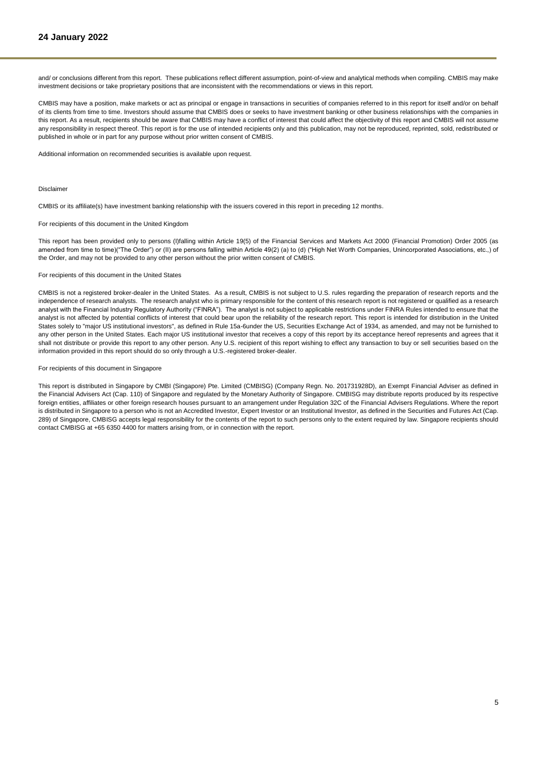and/ or conclusions different from this report. These publications reflect different assumption, point-of-view and analytical methods when compiling. CMBIS may make investment decisions or take proprietary positions that are inconsistent with the recommendations or views in this report.

CMBIS may have a position, make markets or act as principal or engage in transactions in securities of companies referred to in this report for itself and/or on behalf of its clients from time to time. Investors should assume that CMBIS does or seeks to have investment banking or other business relationships with the companies in this report. As a result, recipients should be aware that CMBIS may have a conflict of interest that could affect the objectivity of this report and CMBIS will not assume any responsibility in respect thereof. This report is for the use of intended recipients only and this publication, may not be reproduced, reprinted, sold, redistributed or published in whole or in part for any purpose without prior written consent of CMBIS.

Additional information on recommended securities is available upon request.

Disclaimer

CMBIS or its affiliate(s) have investment banking relationship with the issuers covered in this report in preceding 12 months.

For recipients of this document in the United Kingdom

This report has been provided only to persons (I)falling within Article 19(5) of the Financial Services and Markets Act 2000 (Financial Promotion) Order 2005 (as amended from time to time)("The Order") or (II) are persons falling within Article 49(2) (a) to (d) ("High Net Worth Companies, Unincorporated Associations, etc.,) of the Order, and may not be provided to any other person without the prior written consent of CMBIS.

For recipients of this document in the United States

CMBIS is not a registered broker-dealer in the United States. As a result, CMBIS is not subject to U.S. rules regarding the preparation of research reports and the independence of research analysts. The research analyst who is primary responsible for the content of this research report is not registered or qualified as a research analyst with the Financial Industry Regulatory Authority ("FINRA"). The analyst is not subject to applicable restrictions under FINRA Rules intended to ensure that the analyst is not affected by potential conflicts of interest that could bear upon the reliability of the research report. This report is intended for distribution in the United States solely to "major US institutional investors", as defined in Rule 15a-6under the US, Securities Exchange Act of 1934, as amended, and may not be furnished to any other person in the United States. Each major US institutional investor that receives a copy of this report by its acceptance hereof represents and agrees that it shall not distribute or provide this report to any other person. Any U.S. recipient of this report wishing to effect any transaction to buy or sell securities based on the information provided in this report should do so only through a U.S.-registered broker-dealer.

For recipients of this document in Singapore

This report is distributed in Singapore by CMBI (Singapore) Pte. Limited (CMBISG) (Company Regn. No. 201731928D), an Exempt Financial Adviser as defined in the Financial Advisers Act (Cap. 110) of Singapore and regulated by the Monetary Authority of Singapore. CMBISG may distribute reports produced by its respective foreign entities, affiliates or other foreign research houses pursuant to an arrangement under Regulation 32C of the Financial Advisers Regulations. Where the report is distributed in Singapore to a person who is not an Accredited Investor, Expert Investor or an Institutional Investor, as defined in the Securities and Futures Act (Cap. 289) of Singapore, CMBISG accepts legal responsibility for the contents of the report to such persons only to the extent required by law. Singapore recipients should contact CMBISG at +65 6350 4400 for matters arising from, or in connection with the report.